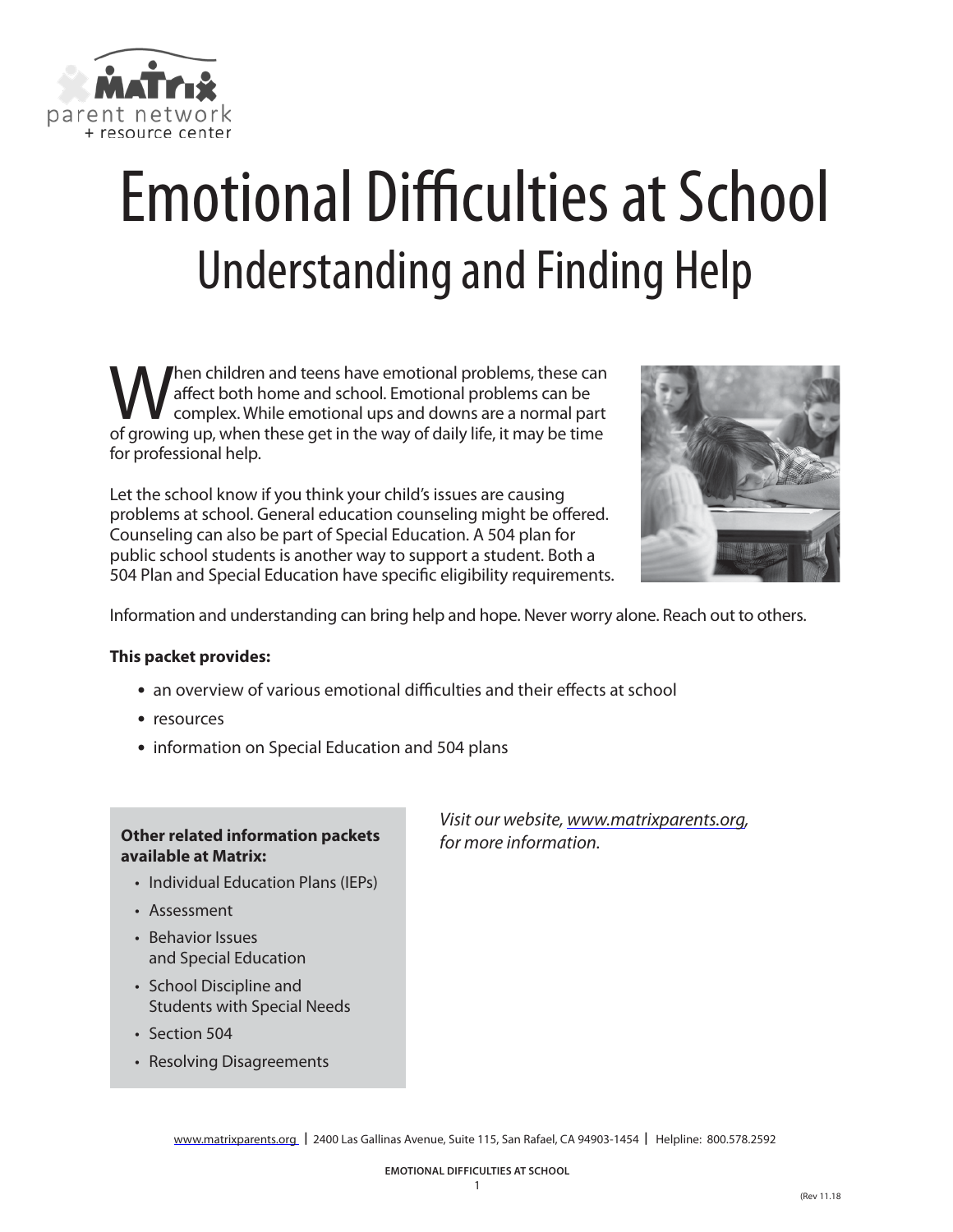# Emotional Difficulties at School

## Understanding and Finding Help

When children and teens have emotional problems, these can affect both home and school. Emotional problems can be complex. While emotional ups and downs are a normal part of growing up, when these get in the way of daily life, it may be time for professional help.

Let the school know if you think your child's issues are causing problems at school. General education counseling might be offered. Counseling can also be part of Special Education. A 504 plan for public school students is another way to support a student. Both a 504 Plan and Special Education have specific eligibility requirements.

Information and understanding can bring help and hope. Never worry alone. Reach out to others.

**This packet provides:**

- an overview of various emotional difficulties and their effects at school
- resources
- information on Special Education and 504 plans

**Other related information packets available at Matrix:**

- Individual Education Plans (IEPs)
- Assessment
- Behavior Issues and Special Education
- School Discipline and Students with Special Needs
- Section 504
- Resolving Disagreements

*Visit our website, www.matrixparents.org, for more information.*

www.matrixparents.org | 2400 Las Gallinas Avenue, Suite 115, San Rafael, CA 94903-1454 | Helpline: 800.578.2592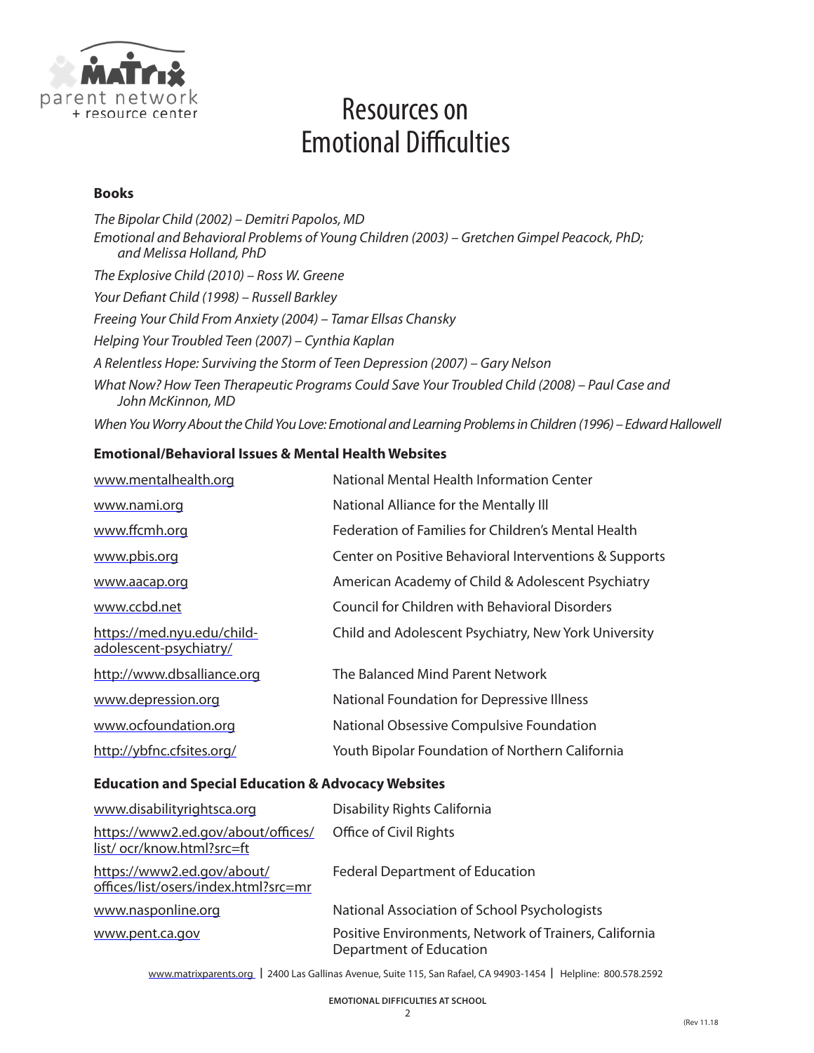# Resources on Emotional Difficulties

### Books

*The Bipolar Child (2002) – Demitri Papolos, MD*

*Emotional and Behavioral Problems of Young Children (2003) – Gretchen Gimpel Peacock, PhD; and Melissa Holland, PhD*

*The Explosive Child (2010) – Ross W. Greene*

*Your Defiant Child (1998) – Russell Barkley*

*Freeing Your Child From Anxiety (2004) – Tamar Ellsas Chansky*

*Helping Your Troubled Teen (2007) – Cynthia Kaplan*

*A Relentless Hope: Surviving the Storm of Teen Depression (2007) – Gary Nelson*

*What Now? How Teen Therapeutic Programs Could Save Your Troubled Child (2008) – Paul Case and John McKinnon, MD*

*When You Worry About the Child You Love: Emotional and Learning Problems in Children (1996) – Edward Hallowell*

### Emotional/Behavioral Issues & Mental Health Websites

| | |
|---|---|
| www.mentalhealth.org | National Mental Health Information Center |
| www.nami.org | National Alliance for the Mentally Ill |
| www.ffcmh.org | Federation of Families for Children's Mental Health |
| www.pbis.org | Center on Positive Behavioral Interventions & Supports |
| www.aacap.org | American Academy of Child & Adolescent Psychiatry |
| www.ccbd.net | Council for Children with Behavioral Disorders |
| https://med.nyu.edu/child-adolescent-psychiatry/ | Child and Adolescent Psychiatry, New York University |
| http://www.dbsalliance.org | The Balanced Mind Parent Network |
| www.depression.org | National Foundation for Depressive Illness |
| www.ocfoundation.org | National Obsessive Compulsive Foundation |
| http://ybfnc.cfsites.org/ | Youth Bipolar Foundation of Northern California |

### Education and Special Education & Advocacy Websites

| | |
|---|---|
| www.disabilityrightsca.org | Disability Rights California |
| https://www2.ed.gov/about/offices/list/ ocr/know.html?src=ft | Office of Civil Rights |
| https://www2.ed.gov/about/offices/list/osers/index.html?src=mr | Federal Department of Education |
| www.nasponline.org | National Association of School Psychologists |
| www.pent.ca.gov | Positive Environments, Network of Trainers, California Department of Education |

www.matrixparents.org | 2400 Las Gallinas Avenue, Suite 115, San Rafael, CA 94903-1454 | Helpline: 800.578.2592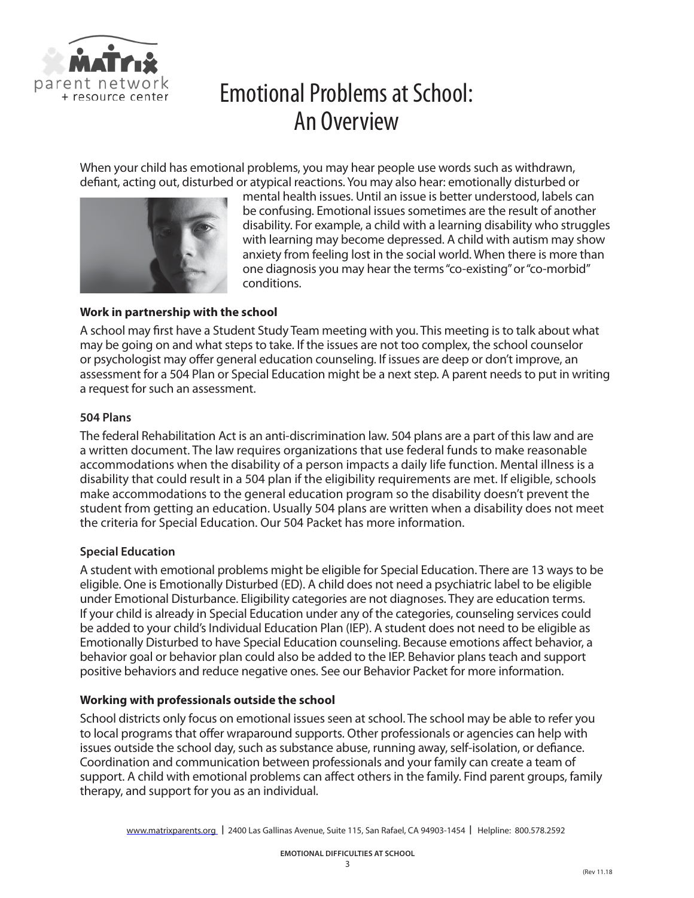# Emotional Problems at School: An Overview

When your child has emotional problems, you may hear people use words such as withdrawn, defiant, acting out, disturbed or atypical reactions. You may also hear: emotionally disturbed or mental health issues. Until an issue is better understood, labels can be confusing. Emotional issues sometimes are the result of another disability. For example, a child with a learning disability who struggles with learning may become depressed. A child with autism may show anxiety from feeling lost in the social world. When there is more than one diagnosis you may hear the terms "co-existing" or "co-morbid" conditions.

**Work in partnership with the school**

A school may first have a Student Study Team meeting with you. This meeting is to talk about what may be going on and what steps to take. If the issues are not too complex, the school counselor or psychologist may offer general education counseling. If issues are deep or don't improve, an assessment for a 504 Plan or Special Education might be a next step. A parent needs to put in writing a request for such an assessment.

**504 Plans**

The federal Rehabilitation Act is an anti-discrimination law. 504 plans are a part of this law and are a written document. The law requires organizations that use federal funds to make reasonable accommodations when the disability of a person impacts a daily life function. Mental illness is a disability that could result in a 504 plan if the eligibility requirements are met. If eligible, schools make accommodations to the general education program so the disability doesn't prevent the student from getting an education. Usually 504 plans are written when a disability does not meet the criteria for Special Education. Our 504 Packet has more information.

**Special Education**

A student with emotional problems might be eligible for Special Education. There are 13 ways to be eligible. One is Emotionally Disturbed (ED). A child does not need a psychiatric label to be eligible under Emotional Disturbance. Eligibility categories are not diagnoses. They are education terms. If your child is already in Special Education under any of the categories, counseling services could be added to your child's Individual Education Plan (IEP). A student does not need to be eligible as Emotionally Disturbed to have Special Education counseling. Because emotions affect behavior, a behavior goal or behavior plan could also be added to the IEP. Behavior plans teach and support positive behaviors and reduce negative ones. See our Behavior Packet for more information.

**Working with professionals outside the school**

School districts only focus on emotional issues seen at school. The school may be able to refer you to local programs that offer wraparound supports. Other professionals or agencies can help with issues outside the school day, such as substance abuse, running away, self-isolation, or defiance. Coordination and communication between professionals and your family can create a team of support. A child with emotional problems can affect others in the family. Find parent groups, family therapy, and support for you as an individual.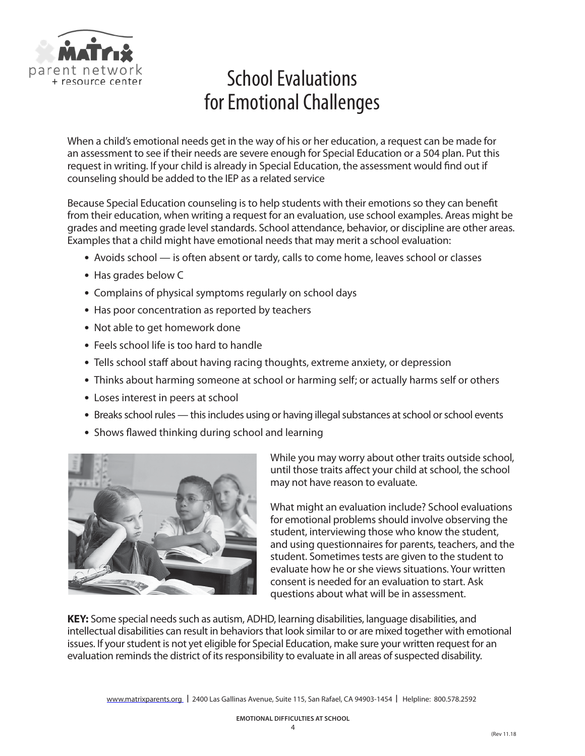# School Evaluations for Emotional Challenges

When a child's emotional needs get in the way of his or her education, a request can be made for an assessment to see if their needs are severe enough for Special Education or a 504 plan. Put this request in writing. If your child is already in Special Education, the assessment would find out if counseling should be added to the IEP as a related service

Because Special Education counseling is to help students with their emotions so they can benefit from their education, when writing a request for an evaluation, use school examples. Areas might be grades and meeting grade level standards. School attendance, behavior, or discipline are other areas. Examples that a child might have emotional needs that may merit a school evaluation:

- Avoids school — is often absent or tardy, calls to come home, leaves school or classes
- Has grades below C
- Complains of physical symptoms regularly on school days
- Has poor concentration as reported by teachers
- Not able to get homework done
- Feels school life is too hard to handle
- Tells school staff about having racing thoughts, extreme anxiety, or depression
- Thinks about harming someone at school or harming self; or actually harms self or others
- Loses interest in peers at school
- Breaks school rules — this includes using or having illegal substances at school or school events
- Shows flawed thinking during school and learning

While you may worry about other traits outside school, until those traits affect your child at school, the school may not have reason to evaluate.

What might an evaluation include? School evaluations for emotional problems should involve observing the student, interviewing those who know the student, and using questionnaires for parents, teachers, and the student. Sometimes tests are given to the student to evaluate how he or she views situations. Your written consent is needed for an evaluation to start. Ask questions about what will be in assessment.

**KEY:** Some special needs such as autism, ADHD, learning disabilities, language disabilities, and intellectual disabilities can result in behaviors that look similar to or are mixed together with emotional issues. If your student is not yet eligible for Special Education, make sure your written request for an evaluation reminds the district of its responsibility to evaluate in all areas of suspected disability.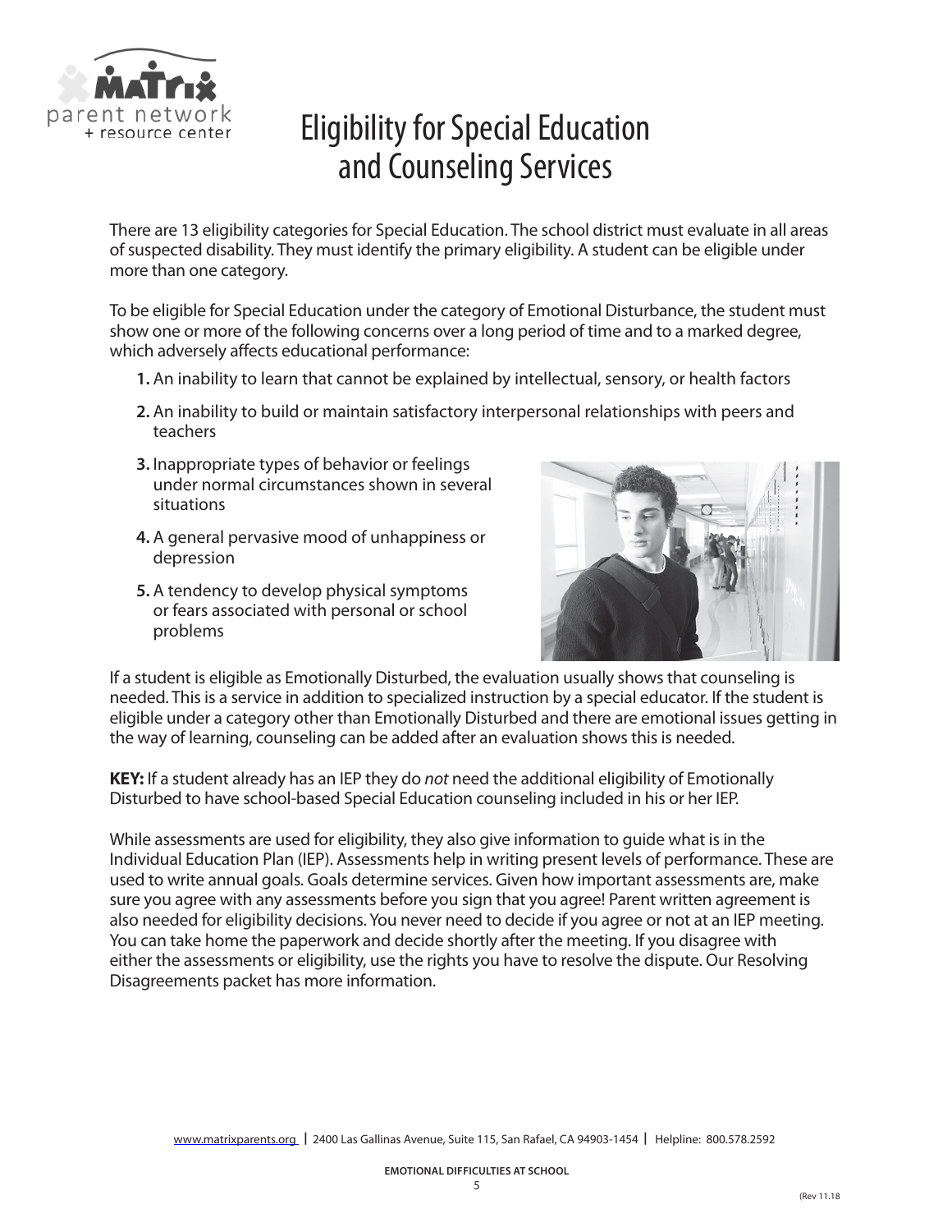# Eligibility for Special Education and Counseling Services

There are 13 eligibility categories for Special Education. The school district must evaluate in all areas of suspected disability. They must identify the primary eligibility. A student can be eligible under more than one category.

To be eligible for Special Education under the category of Emotional Disturbance, the student must show one or more of the following concerns over a long period of time and to a marked degree, which adversely affects educational performance:

1. An inability to learn that cannot be explained by intellectual, sensory, or health factors
2. An inability to build or maintain satisfactory interpersonal relationships with peers and teachers
3. Inappropriate types of behavior or feelings under normal circumstances shown in several situations
4. A general pervasive mood of unhappiness or depression
5. A tendency to develop physical symptoms or fears associated with personal or school problems

If a student is eligible as Emotionally Disturbed, the evaluation usually shows that counseling is needed. This is a service in addition to specialized instruction by a special educator. If the student is eligible under a category other than Emotionally Disturbed and there are emotional issues getting in the way of learning, counseling can be added after an evaluation shows this is needed.

**KEY:** If a student already has an IEP they do *not* need the additional eligibility of Emotionally Disturbed to have school-based Special Education counseling included in his or her IEP.

While assessments are used for eligibility, they also give information to guide what is in the Individual Education Plan (IEP). Assessments help in writing present levels of performance. These are used to write annual goals. Goals determine services. Given how important assessments are, make sure you agree with any assessments before you sign that you agree! Parent written agreement is also needed for eligibility decisions. You never need to decide if you agree or not at an IEP meeting. You can take home the paperwork and decide shortly after the meeting. If you disagree with either the assessments or eligibility, use the rights you have to resolve the dispute. Our Resolving Disagreements packet has more information.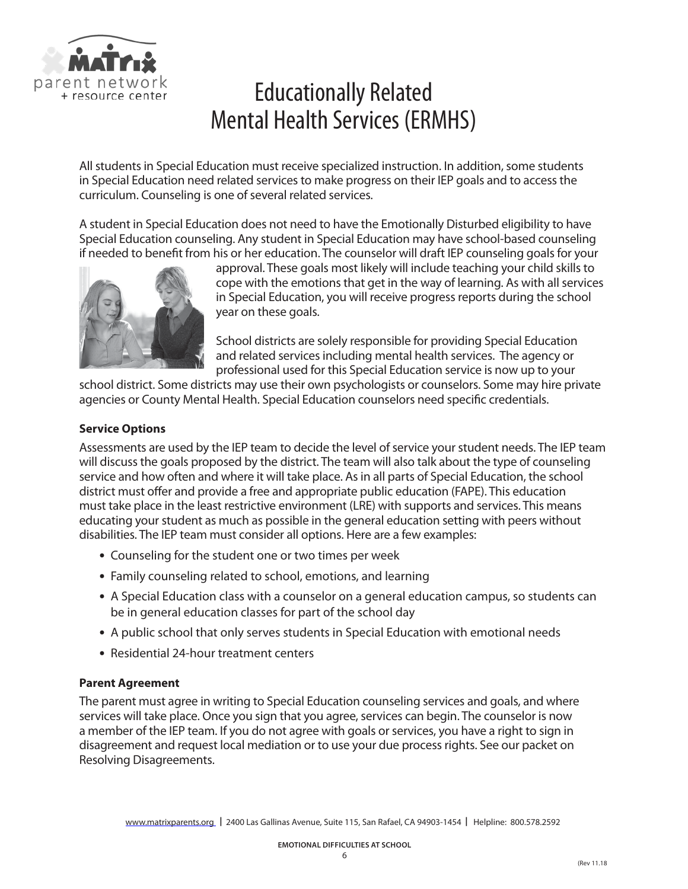# Educationally Related Mental Health Services (ERMHS)

All students in Special Education must receive specialized instruction. In addition, some students in Special Education need related services to make progress on their IEP goals and to access the curriculum. Counseling is one of several related services.

A student in Special Education does not need to have the Emotionally Disturbed eligibility to have Special Education counseling. Any student in Special Education may have school-based counseling if needed to benefit from his or her education. The counselor will draft IEP counseling goals for your approval. These goals most likely will include teaching your child skills to cope with the emotions that get in the way of learning. As with all services in Special Education, you will receive progress reports during the school year on these goals.

School districts are solely responsible for providing Special Education and related services including mental health services. The agency or professional used for this Special Education service is now up to your school district. Some districts may use their own psychologists or counselors. Some may hire private agencies or County Mental Health. Special Education counselors need specific credentials.

**Service Options**

Assessments are used by the IEP team to decide the level of service your student needs. The IEP team will discuss the goals proposed by the district. The team will also talk about the type of counseling service and how often and where it will take place. As in all parts of Special Education, the school district must offer and provide a free and appropriate public education (FAPE). This education must take place in the least restrictive environment (LRE) with supports and services. This means educating your student as much as possible in the general education setting with peers without disabilities. The IEP team must consider all options. Here are a few examples:

- Counseling for the student one or two times per week
- Family counseling related to school, emotions, and learning
- A Special Education class with a counselor on a general education campus, so students can be in general education classes for part of the school day
- A public school that only serves students in Special Education with emotional needs
- Residential 24-hour treatment centers

**Parent Agreement**

The parent must agree in writing to Special Education counseling services and goals, and where services will take place. Once you sign that you agree, services can begin. The counselor is now a member of the IEP team. If you do not agree with goals or services, you have a right to sign in disagreement and request local mediation or to use your due process rights. See our packet on Resolving Disagreements.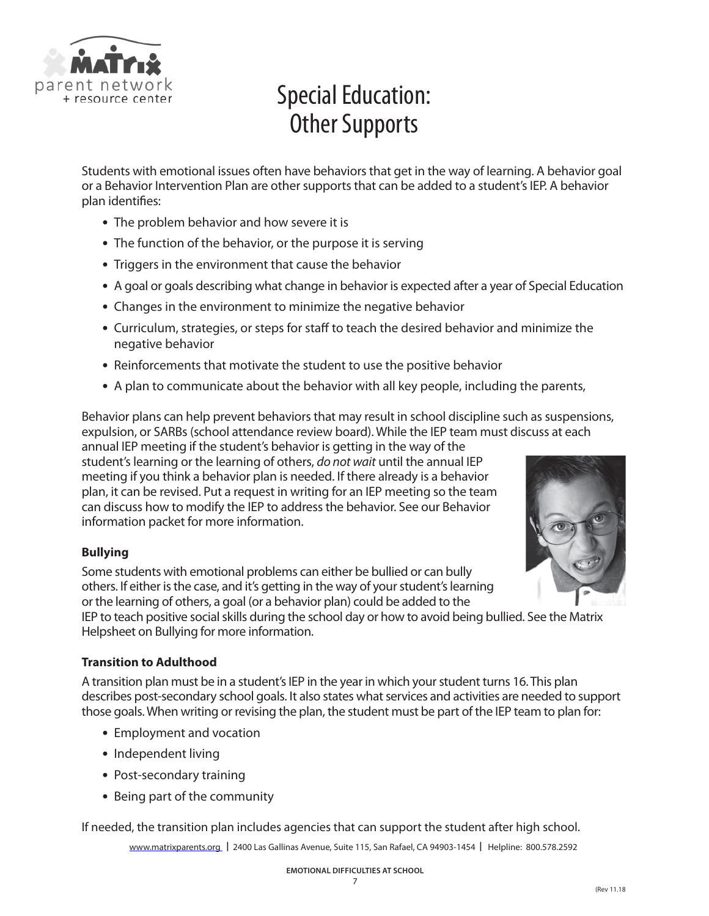# Special Education: Other Supports

Students with emotional issues often have behaviors that get in the way of learning. A behavior goal or a Behavior Intervention Plan are other supports that can be added to a student's IEP. A behavior plan identifies:

- The problem behavior and how severe it is
- The function of the behavior, or the purpose it is serving
- Triggers in the environment that cause the behavior
- A goal or goals describing what change in behavior is expected after a year of Special Education
- Changes in the environment to minimize the negative behavior
- Curriculum, strategies, or steps for staff to teach the desired behavior and minimize the negative behavior
- Reinforcements that motivate the student to use the positive behavior
- A plan to communicate about the behavior with all key people, including the parents,

Behavior plans can help prevent behaviors that may result in school discipline such as suspensions, expulsion, or SARBs (school attendance review board). While the IEP team must discuss at each annual IEP meeting if the student's behavior is getting in the way of the student's learning or the learning of others, *do not wait* until the annual IEP meeting if you think a behavior plan is needed. If there already is a behavior plan, it can be revised. Put a request in writing for an IEP meeting so the team can discuss how to modify the IEP to address the behavior. See our Behavior information packet for more information.

**Bullying**

Some students with emotional problems can either be bullied or can bully others. If either is the case, and it's getting in the way of your student's learning or the learning of others, a goal (or a behavior plan) could be added to the IEP to teach positive social skills during the school day or how to avoid being bullied. See the Matrix Helpsheet on Bullying for more information.

**Transition to Adulthood**

A transition plan must be in a student's IEP in the year in which your student turns 16. This plan describes post-secondary school goals. It also states what services and activities are needed to support those goals. When writing or revising the plan, the student must be part of the IEP team to plan for:

- Employment and vocation
- Independent living
- Post-secondary training
- Being part of the community

If needed, the transition plan includes agencies that can support the student after high school.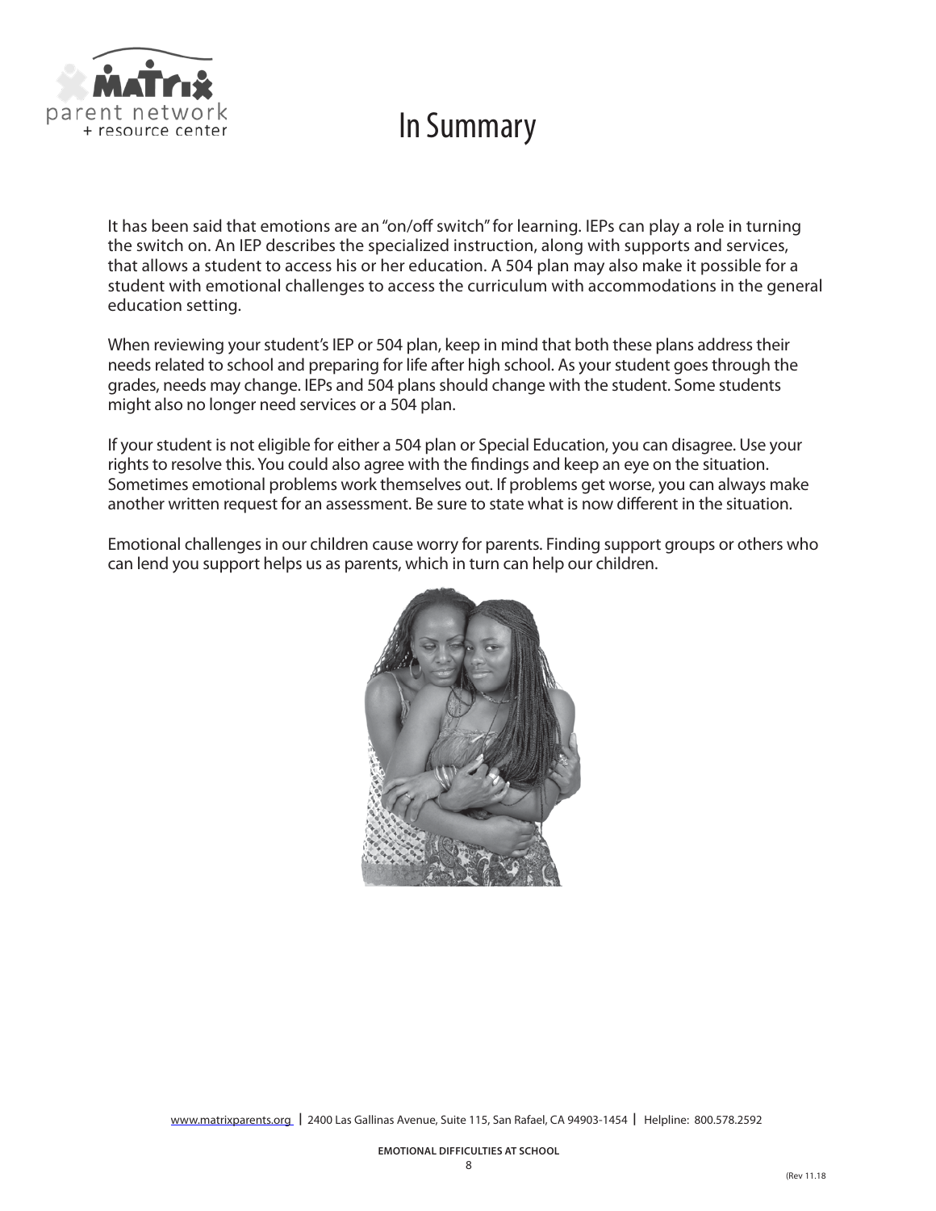# In Summary

It has been said that emotions are an "on/off switch" for learning. IEPs can play a role in turning the switch on. An IEP describes the specialized instruction, along with supports and services, that allows a student to access his or her education. A 504 plan may also make it possible for a student with emotional challenges to access the curriculum with accommodations in the general education setting.

When reviewing your student's IEP or 504 plan, keep in mind that both these plans address their needs related to school and preparing for life after high school. As your student goes through the grades, needs may change. IEPs and 504 plans should change with the student. Some students might also no longer need services or a 504 plan.

If your student is not eligible for either a 504 plan or Special Education, you can disagree. Use your rights to resolve this. You could also agree with the findings and keep an eye on the situation. Sometimes emotional problems work themselves out. If problems get worse, you can always make another written request for an assessment. Be sure to state what is now different in the situation.

Emotional challenges in our children cause worry for parents. Finding support groups or others who can lend you support helps us as parents, which in turn can help our children.